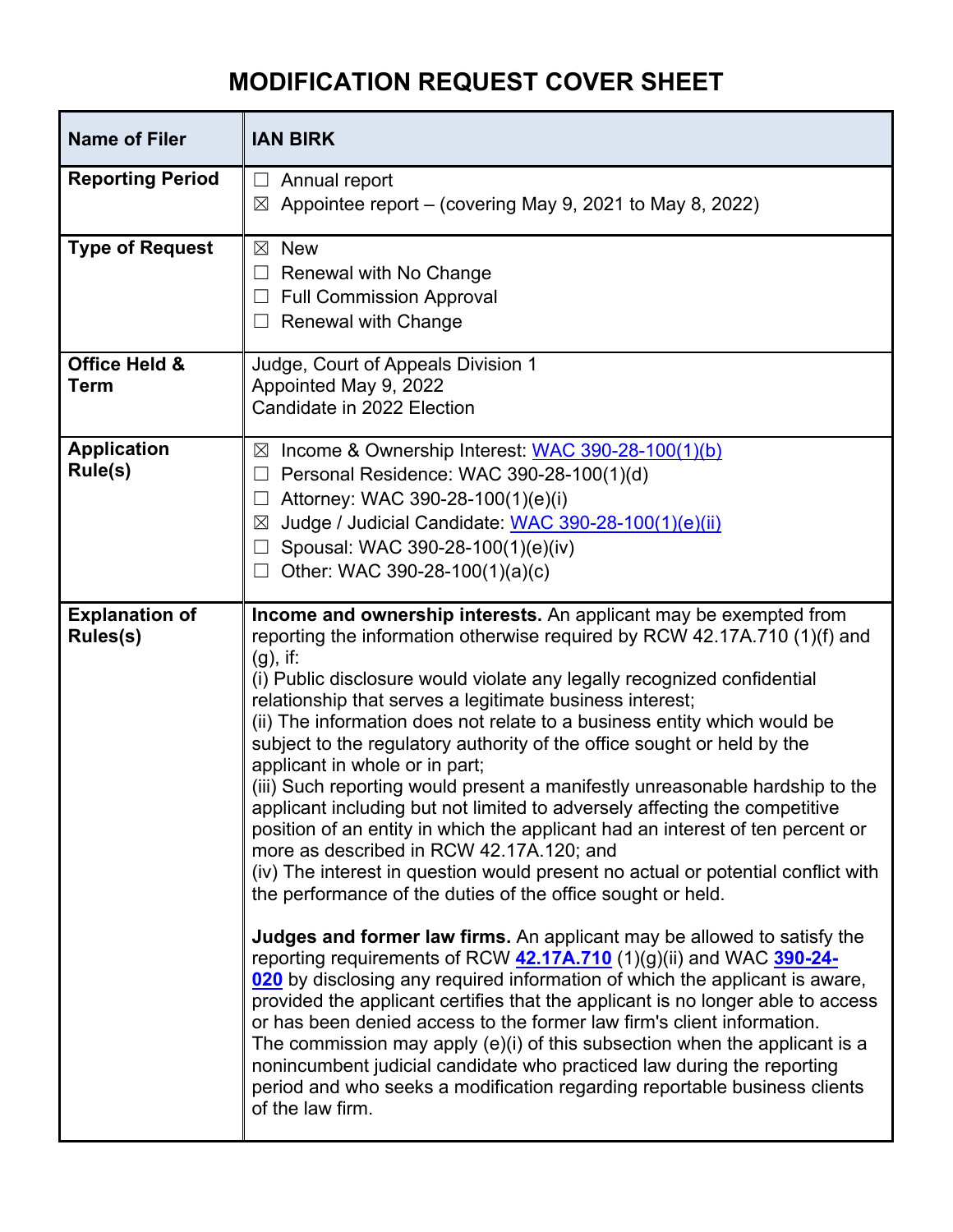# MODIFICATION REQUEST COVER SHEET

| Name of Filer | IAN BIRK |
|---|---|
| **Reporting Period** | ☐ Annual report<br>☒ Appointee report – (covering May 9, 2021 to May 8, 2022) |
| **Type of Request** | ☒ New<br>☐ Renewal with No Change<br>☐ Full Commission Approval<br>☐ Renewal with Change |
| **Office Held & Term** | Judge, Court of Appeals Division 1<br>Appointed May 9, 2022<br>Candidate in 2022 Election |
| **Application Rule(s)** | ☒ Income & Ownership Interest: WAC 390-28-100(1)(b)<br>☐ Personal Residence: WAC 390-28-100(1)(d)<br>☐ Attorney: WAC 390-28-100(1)(e)(i)<br>☒ Judge / Judicial Candidate: WAC 390-28-100(1)(e)(ii)<br>☐ Spousal: WAC 390-28-100(1)(e)(iv)<br>☐ Other: WAC 390-28-100(1)(a)(c) |
| **Explanation of Rules(s)** | **Income and ownership interests.** An applicant may be exempted from reporting the information otherwise required by RCW 42.17A.710 (1)(f) and (g), if:<br>(i) Public disclosure would violate any legally recognized confidential relationship that serves a legitimate business interest;<br>(ii) The information does not relate to a business entity which would be subject to the regulatory authority of the office sought or held by the applicant in whole or in part;<br>(iii) Such reporting would present a manifestly unreasonable hardship to the applicant including but not limited to adversely affecting the competitive position of an entity in which the applicant had an interest of ten percent or more as described in RCW 42.17A.120; and<br>(iv) The interest in question would present no actual or potential conflict with the performance of the duties of the office sought or held.<br><br>**Judges and former law firms.** An applicant may be allowed to satisfy the reporting requirements of RCW **42.17A.710** (1)(g)(ii) and WAC **390-24-020** by disclosing any required information of which the applicant is aware, provided the applicant certifies that the applicant is no longer able to access or has been denied access to the former law firm's client information.<br>The commission may apply (e)(i) of this subsection when the applicant is a nonincumbent judicial candidate who practiced law during the reporting period and who seeks a modification regarding reportable business clients of the law firm. |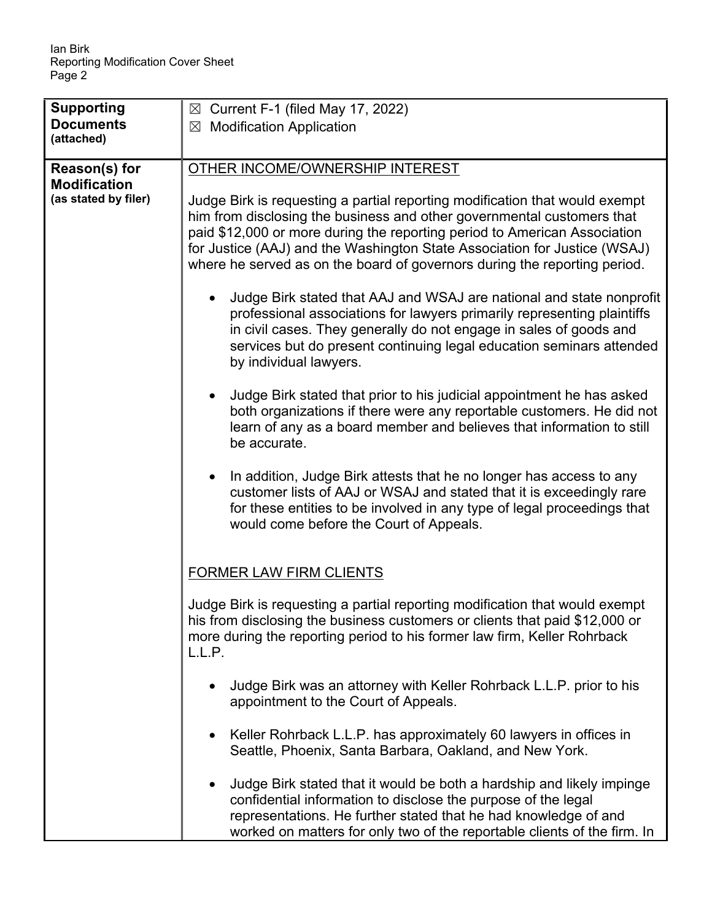| Supporting Documents (attached) | ☒ Current F-1 (filed May 17, 2022)<br>☒ Modification Application |
|---|---|
| Reason(s) for Modification (as stated by filer) | <u>OTHER INCOME/OWNERSHIP INTEREST</u><br><br>Judge Birk is requesting a partial reporting modification that would exempt him from disclosing the business and other governmental customers that paid $12,000 or more during the reporting period to American Association for Justice (AAJ) and the Washington State Association for Justice (WSAJ) where he served as on the board of governors during the reporting period.<br><br>• Judge Birk stated that AAJ and WSAJ are national and state nonprofit professional associations for lawyers primarily representing plaintiffs in civil cases. They generally do not engage in sales of goods and services but do present continuing legal education seminars attended by individual lawyers.<br><br>• Judge Birk stated that prior to his judicial appointment he has asked both organizations if there were any reportable customers. He did not learn of any as a board member and believes that information to still be accurate.<br><br>• In addition, Judge Birk attests that he no longer has access to any customer lists of AAJ or WSAJ and stated that it is exceedingly rare for these entities to be involved in any type of legal proceedings that would come before the Court of Appeals.<br><br><u>FORMER LAW FIRM CLIENTS</u><br><br>Judge Birk is requesting a partial reporting modification that would exempt his from disclosing the business customers or clients that paid $12,000 or more during the reporting period to his former law firm, Keller Rohrback L.L.P.<br><br>• Judge Birk was an attorney with Keller Rohrback L.L.P. prior to his appointment to the Court of Appeals.<br><br>• Keller Rohrback L.L.P. has approximately 60 lawyers in offices in Seattle, Phoenix, Santa Barbara, Oakland, and New York.<br><br>• Judge Birk stated that it would be both a hardship and likely impinge confidential information to disclose the purpose of the legal representations. He further stated that he had knowledge of and worked on matters for only two of the reportable clients of the firm. In |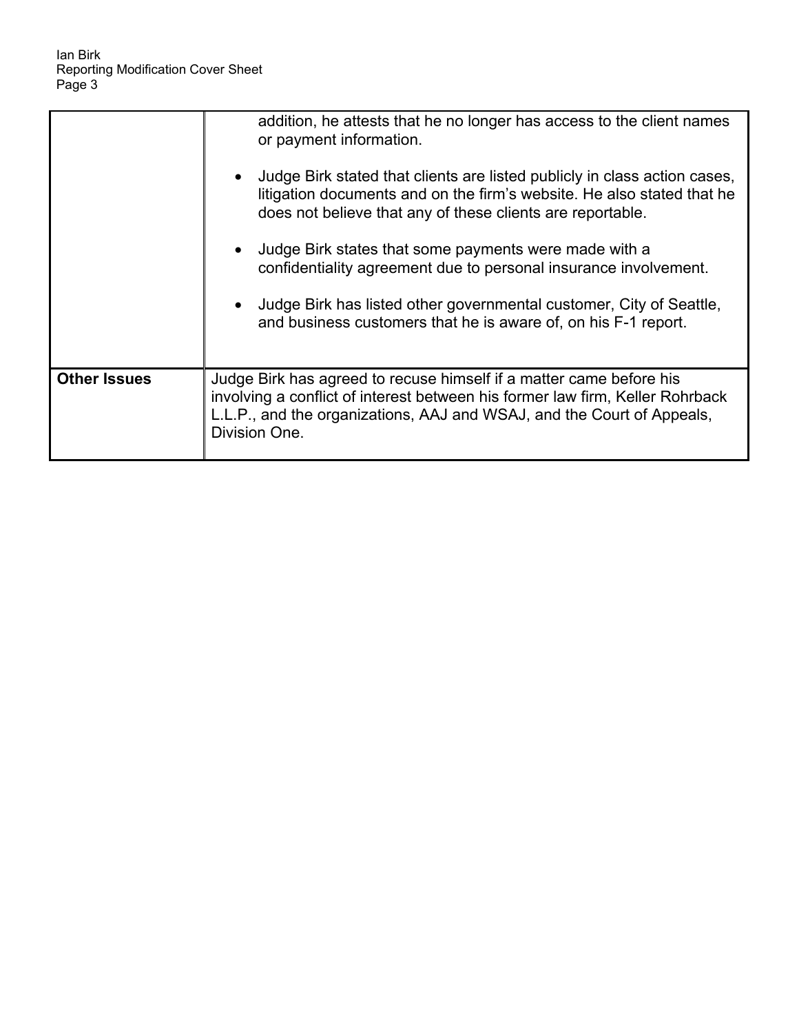| | |
|---|---|
| | addition, he attests that he no longer has access to the client names or payment information.<br><br>• Judge Birk stated that clients are listed publicly in class action cases, litigation documents and on the firm's website. He also stated that he does not believe that any of these clients are reportable.<br><br>• Judge Birk states that some payments were made with a confidentiality agreement due to personal insurance involvement.<br><br>• Judge Birk has listed other governmental customer, City of Seattle, and business customers that he is aware of, on his F-1 report. |
| **Other Issues** | Judge Birk has agreed to recuse himself if a matter came before his involving a conflict of interest between his former law firm, Keller Rohrback L.L.P., and the organizations, AAJ and WSAJ, and the Court of Appeals, Division One. |